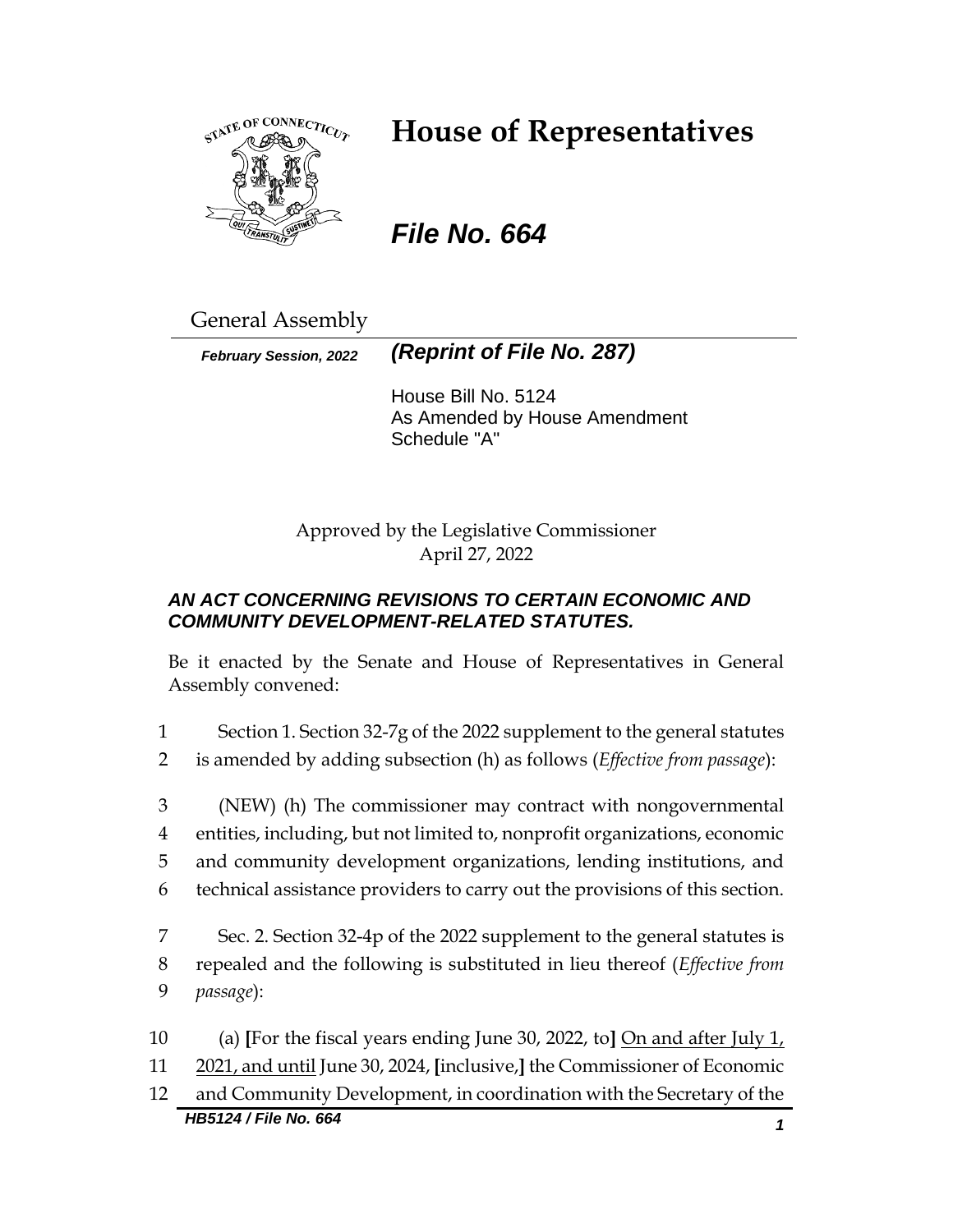# House of Representatives

***File No. 664***

General Assembly

***February Session, 2022*** ***(Reprint of File No. 287)***

House Bill No. 5124
As Amended by House Amendment Schedule "A"

Approved by the Legislative Commissioner
April 27, 2022

***AN ACT CONCERNING REVISIONS TO CERTAIN ECONOMIC AND COMMUNITY DEVELOPMENT-RELATED STATUTES.***

Be it enacted by the Senate and House of Representatives in General Assembly convened:

1 Section 1. Section 32-7g of the 2022 supplement to the general statutes
2 is amended by adding subsection (h) as follows (*Effective from passage*):

3 (NEW) (h) The commissioner may contract with nongovernmental
4 entities, including, but not limited to, nonprofit organizations, economic
5 and community development organizations, lending institutions, and
6 technical assistance providers to carry out the provisions of this section.

7 Sec. 2. Section 32-4p of the 2022 supplement to the general statutes is
8 repealed and the following is substituted in lieu thereof (*Effective from*
9 *passage*):

10 (a) **[**For the fiscal years ending June 30, 2022, to**]** On and after July 1,
11 2021, and until June 30, 2024, **[**inclusive,**]** the Commissioner of Economic
12 and Community Development, in coordination with the Secretary of the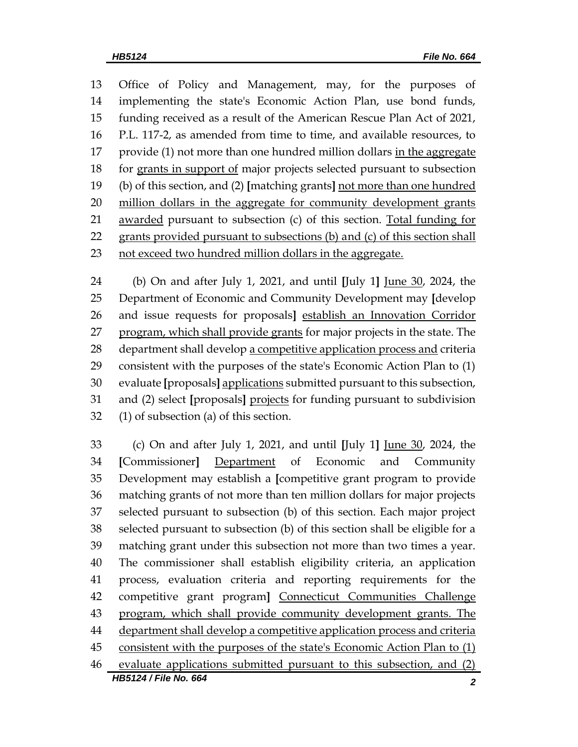13 Office of Policy and Management, may, for the purposes of
14 implementing the state's Economic Action Plan, use bond funds,
15 funding received as a result of the American Rescue Plan Act of 2021,
16 P.L. 117-2, as amended from time to time, and available resources, to
17 provide (1) not more than one hundred million dollars <u>in the aggregate</u>
18 for <u>grants in support of</u> major projects selected pursuant to subsection
19 (b) of this section, and (2) **[**matching grants**]** <u>not more than one hundred</u>
20 <u>million dollars in the aggregate for community development grants</u>
21 <u>awarded</u> pursuant to subsection (c) of this section. <u>Total funding for</u>
22 <u>grants provided pursuant to subsections (b) and (c) of this section shall</u>
23 <u>not exceed two hundred million dollars in the aggregate.</u>

24 (b) On and after July 1, 2021, and until **[**July 1**]** <u>June 30</u>, 2024, the
25 Department of Economic and Community Development may **[**develop
26 and issue requests for proposals**]** <u>establish an Innovation Corridor</u>
27 <u>program, which shall provide grants</u> for major projects in the state. The
28 department shall develop <u>a competitive application process and</u> criteria
29 consistent with the purposes of the state's Economic Action Plan to (1)
30 evaluate **[**proposals**]** <u>applications</u> submitted pursuant to this subsection,
31 and (2) select **[**proposals**]** <u>projects</u> for funding pursuant to subdivision
32 (1) of subsection (a) of this section.

33 (c) On and after July 1, 2021, and until **[**July 1**]** <u>June 30</u>, 2024, the
34 **[**Commissioner**]** <u>Department</u> of Economic and Community
35 Development may establish a **[**competitive grant program to provide
36 matching grants of not more than ten million dollars for major projects
37 selected pursuant to subsection (b) of this section. Each major project
38 selected pursuant to subsection (b) of this section shall be eligible for a
39 matching grant under this subsection not more than two times a year.
40 The commissioner shall establish eligibility criteria, an application
41 process, evaluation criteria and reporting requirements for the
42 competitive grant program**]** <u>Connecticut Communities Challenge</u>
43 <u>program, which shall provide community development grants. The</u>
44 <u>department shall develop a competitive application process and criteria</u>
45 <u>consistent with the purposes of the state's Economic Action Plan to (1)</u>
46 <u>evaluate applications submitted pursuant to this subsection, and (2)</u>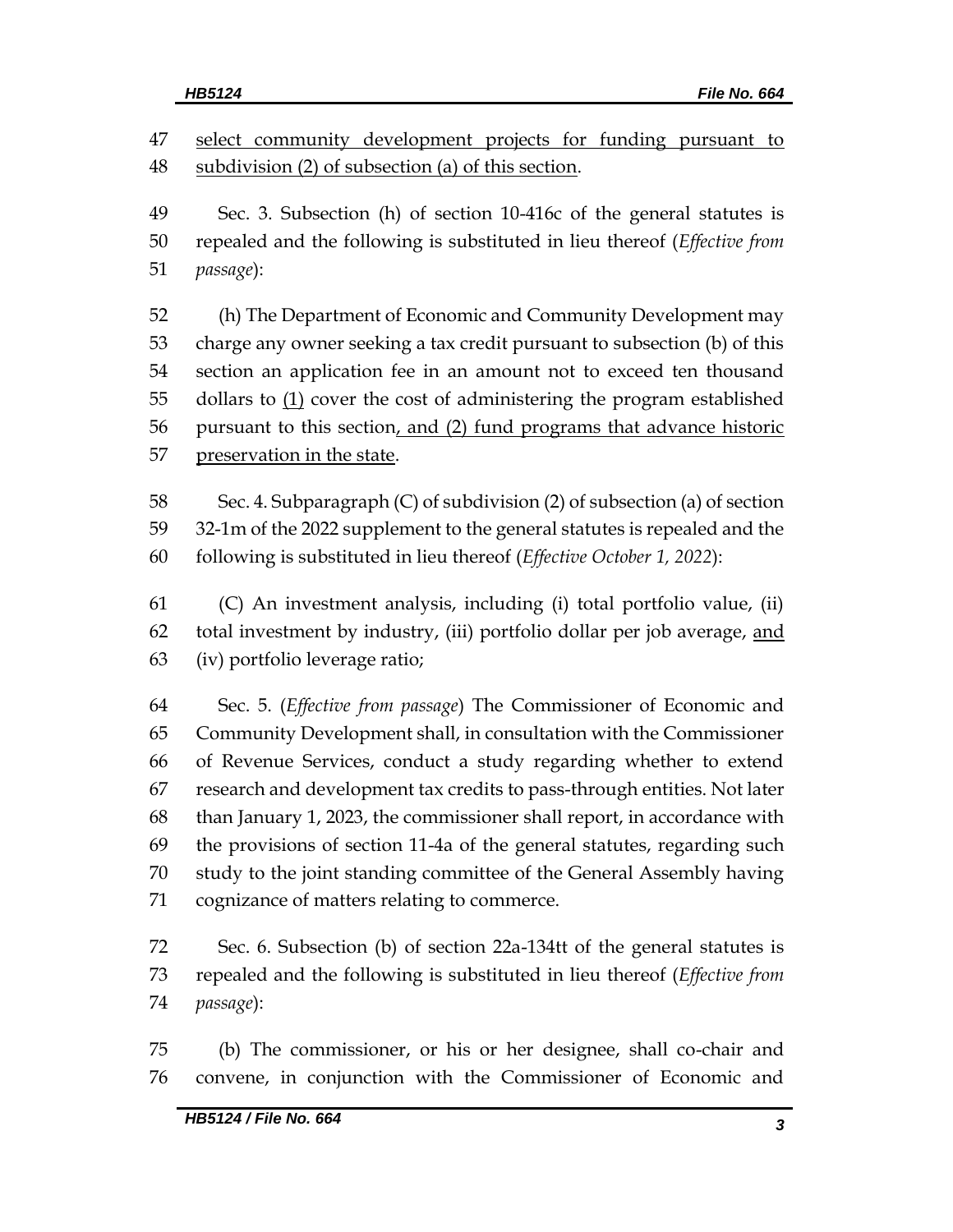select community development projects for funding pursuant to subdivision (2) of subsection (a) of this section.

Sec. 3. Subsection (h) of section 10-416c of the general statutes is repealed and the following is substituted in lieu thereof (*Effective from passage*):

(h) The Department of Economic and Community Development may charge any owner seeking a tax credit pursuant to subsection (b) of this section an application fee in an amount not to exceed ten thousand dollars to (1) cover the cost of administering the program established pursuant to this section, and (2) fund programs that advance historic preservation in the state.

Sec. 4. Subparagraph (C) of subdivision (2) of subsection (a) of section 32-1m of the 2022 supplement to the general statutes is repealed and the following is substituted in lieu thereof (*Effective October 1, 2022*):

(C) An investment analysis, including (i) total portfolio value, (ii) total investment by industry, (iii) portfolio dollar per job average, and (iv) portfolio leverage ratio;

Sec. 5. (*Effective from passage*) The Commissioner of Economic and Community Development shall, in consultation with the Commissioner of Revenue Services, conduct a study regarding whether to extend research and development tax credits to pass-through entities. Not later than January 1, 2023, the commissioner shall report, in accordance with the provisions of section 11-4a of the general statutes, regarding such study to the joint standing committee of the General Assembly having cognizance of matters relating to commerce.

Sec. 6. Subsection (b) of section 22a-134tt of the general statutes is repealed and the following is substituted in lieu thereof (*Effective from passage*):

(b) The commissioner, or his or her designee, shall co-chair and convene, in conjunction with the Commissioner of Economic and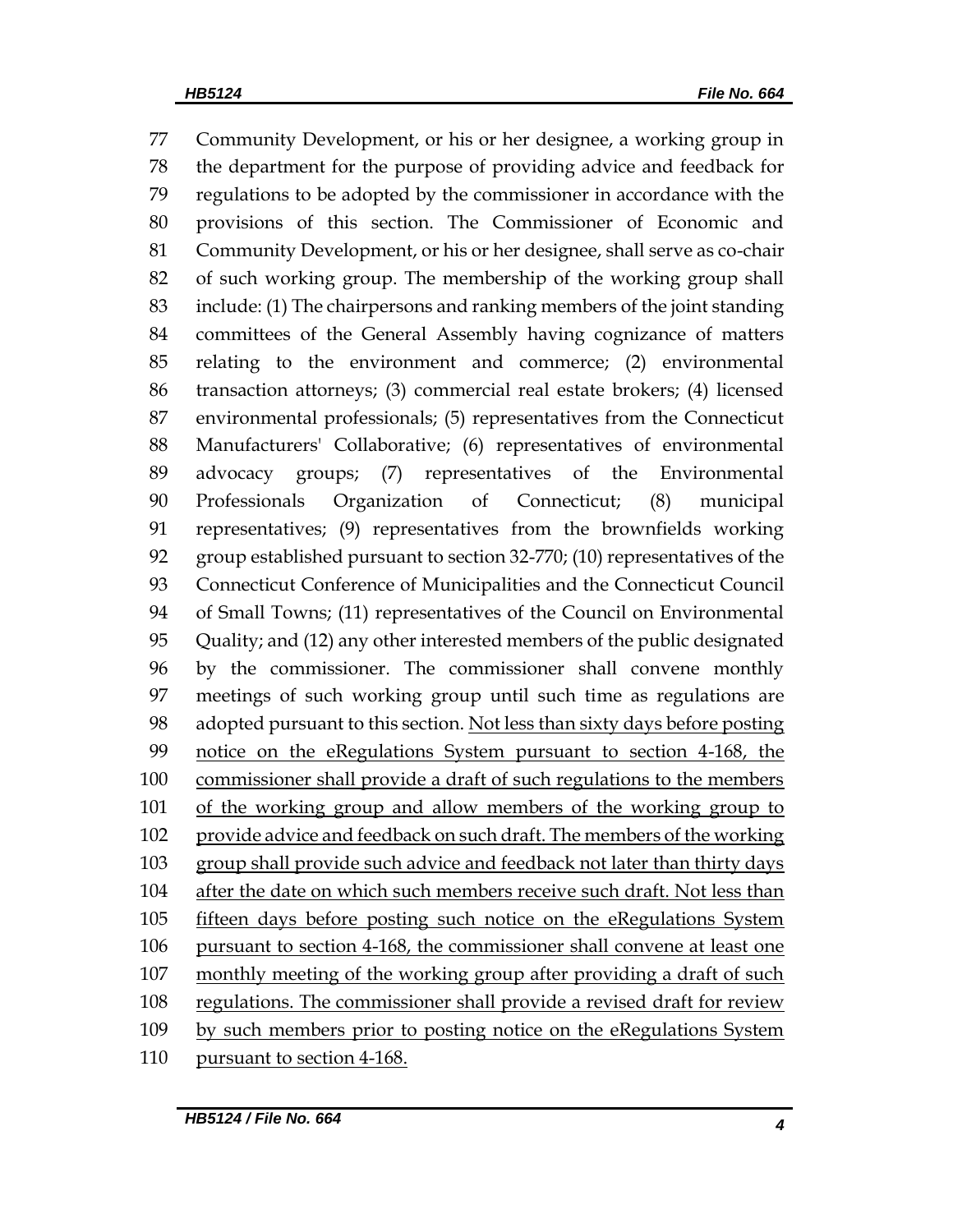Community Development, or his or her designee, a working group in the department for the purpose of providing advice and feedback for regulations to be adopted by the commissioner in accordance with the provisions of this section. The Commissioner of Economic and Community Development, or his or her designee, shall serve as co-chair of such working group. The membership of the working group shall include: (1) The chairpersons and ranking members of the joint standing committees of the General Assembly having cognizance of matters relating to the environment and commerce; (2) environmental transaction attorneys; (3) commercial real estate brokers; (4) licensed environmental professionals; (5) representatives from the Connecticut Manufacturers' Collaborative; (6) representatives of environmental advocacy groups; (7) representatives of the Environmental Professionals Organization of Connecticut; (8) municipal representatives; (9) representatives from the brownfields working group established pursuant to section 32-770; (10) representatives of the Connecticut Conference of Municipalities and the Connecticut Council of Small Towns; (11) representatives of the Council on Environmental Quality; and (12) any other interested members of the public designated by the commissioner. The commissioner shall convene monthly meetings of such working group until such time as regulations are adopted pursuant to this section. <u>Not less than sixty days before posting notice on the eRegulations System pursuant to section 4-168, the commissioner shall provide a draft of such regulations to the members of the working group and allow members of the working group to provide advice and feedback on such draft. The members of the working group shall provide such advice and feedback not later than thirty days after the date on which such members receive such draft. Not less than fifteen days before posting such notice on the eRegulations System pursuant to section 4-168, the commissioner shall convene at least one monthly meeting of the working group after providing a draft of such regulations. The commissioner shall provide a revised draft for review by such members prior to posting notice on the eRegulations System pursuant to section 4-168.</u>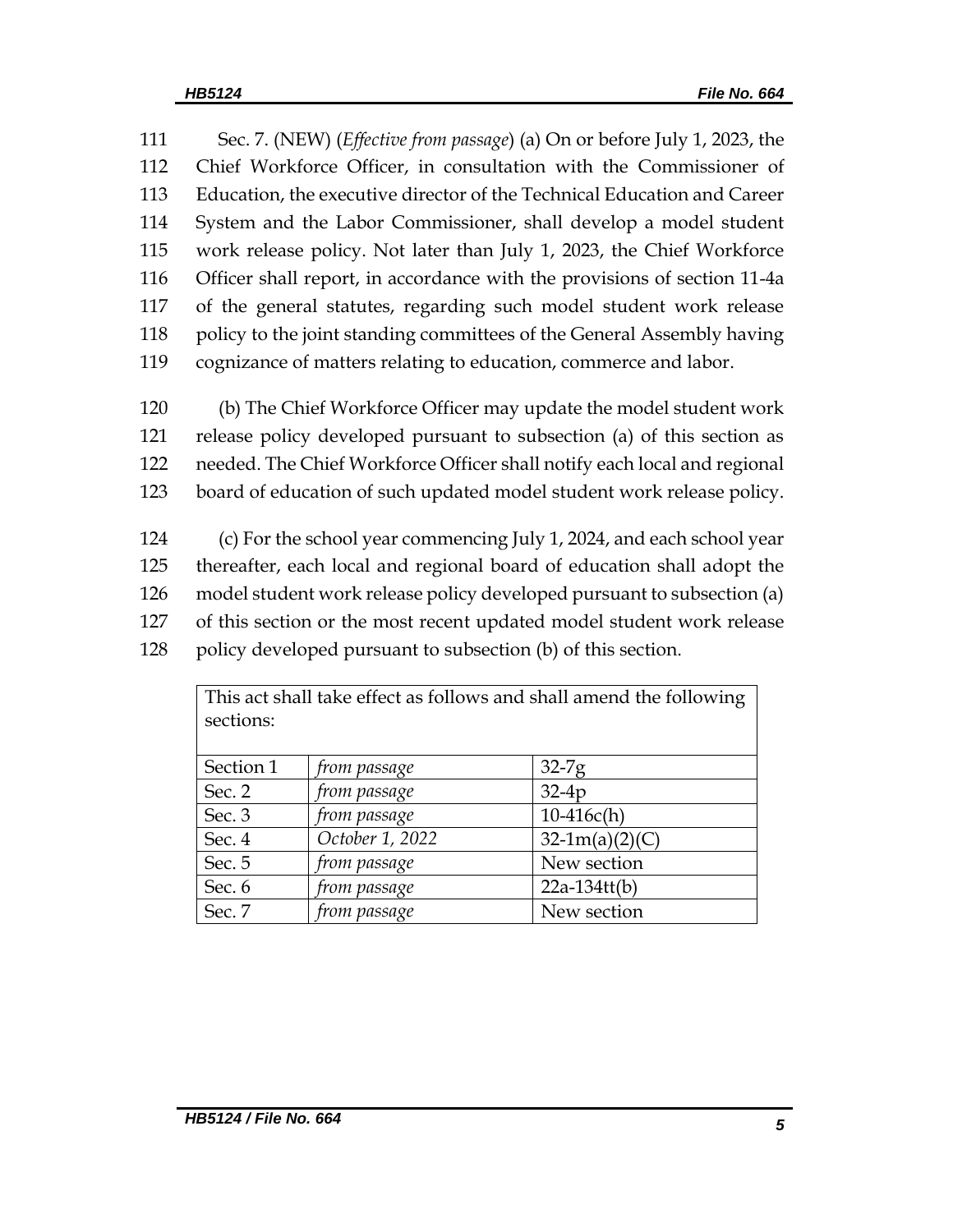111 Sec. 7. (NEW) (*Effective from passage*) (a) On or before July 1, 2023, the
112 Chief Workforce Officer, in consultation with the Commissioner of
113 Education, the executive director of the Technical Education and Career
114 System and the Labor Commissioner, shall develop a model student
115 work release policy. Not later than July 1, 2023, the Chief Workforce
116 Officer shall report, in accordance with the provisions of section 11-4a
117 of the general statutes, regarding such model student work release
118 policy to the joint standing committees of the General Assembly having
119 cognizance of matters relating to education, commerce and labor.

120 (b) The Chief Workforce Officer may update the model student work
121 release policy developed pursuant to subsection (a) of this section as
122 needed. The Chief Workforce Officer shall notify each local and regional
123 board of education of such updated model student work release policy.

124 (c) For the school year commencing July 1, 2024, and each school year
125 thereafter, each local and regional board of education shall adopt the
126 model student work release policy developed pursuant to subsection (a)
127 of this section or the most recent updated model student work release
128 policy developed pursuant to subsection (b) of this section.

| This act shall take effect as follows and shall amend the following sections: | | |
|---|---|---|
| Section 1 | *from passage* | 32-7g |
| Sec. 2 | *from passage* | 32-4p |
| Sec. 3 | *from passage* | 10-416c(h) |
| Sec. 4 | *October 1, 2022* | 32-1m(a)(2)(C) |
| Sec. 5 | *from passage* | New section |
| Sec. 6 | *from passage* | 22a-134tt(b) |
| Sec. 7 | *from passage* | New section |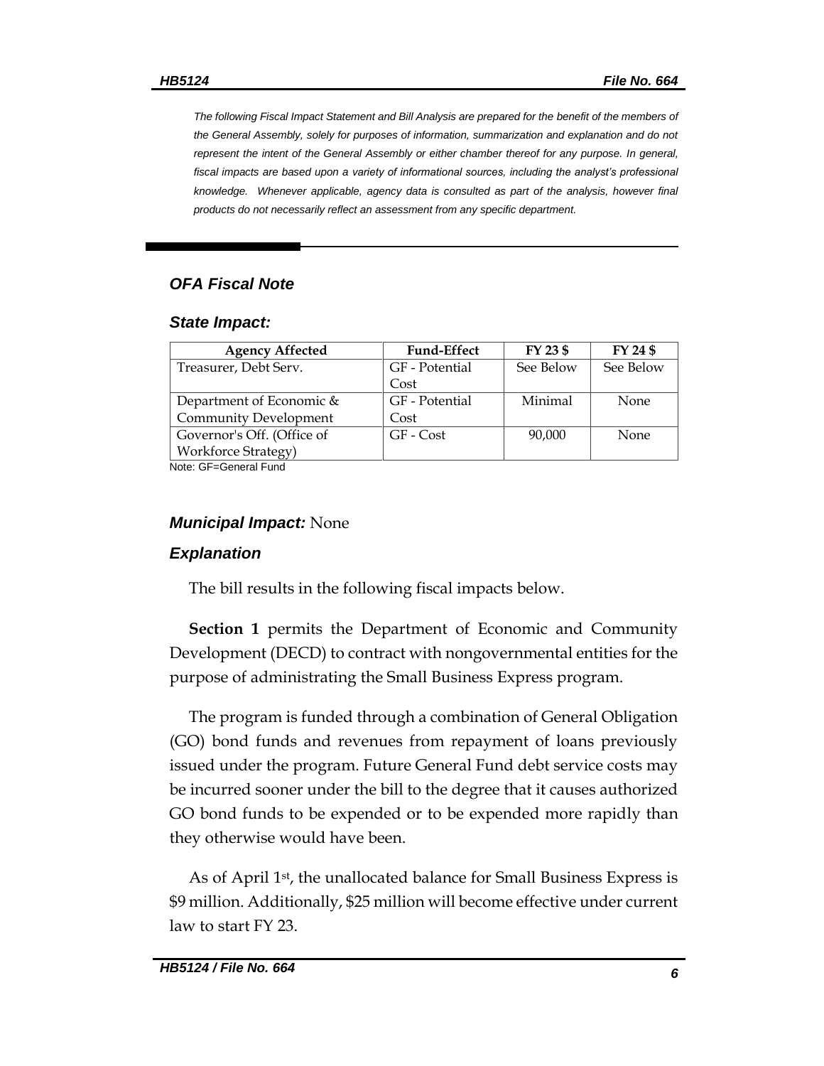*The following Fiscal Impact Statement and Bill Analysis are prepared for the benefit of the members of the General Assembly, solely for purposes of information, summarization and explanation and do not represent the intent of the General Assembly or either chamber thereof for any purpose. In general, fiscal impacts are based upon a variety of informational sources, including the analyst's professional knowledge. Whenever applicable, agency data is consulted as part of the analysis, however final products do not necessarily reflect an assessment from any specific department.*

## *OFA Fiscal Note*

### *State Impact:*

| Agency Affected | Fund-Effect | FY 23 $ | FY 24 $ |
|---|---|---|---|
| Treasurer, Debt Serv. | GF - Potential Cost | See Below | See Below |
| Department of Economic & Community Development | GF - Potential Cost | Minimal | None |
| Governor's Off. (Office of Workforce Strategy) | GF - Cost | 90,000 | None |

Note: GF=General Fund

### *Municipal Impact:* None

### *Explanation*

The bill results in the following fiscal impacts below.

**Section 1** permits the Department of Economic and Community Development (DECD) to contract with nongovernmental entities for the purpose of administrating the Small Business Express program.

The program is funded through a combination of General Obligation (GO) bond funds and revenues from repayment of loans previously issued under the program. Future General Fund debt service costs may be incurred sooner under the bill to the degree that it causes authorized GO bond funds to be expended or to be expended more rapidly than they otherwise would have been.

As of April 1st, the unallocated balance for Small Business Express is $9 million. Additionally, $25 million will become effective under current law to start FY 23.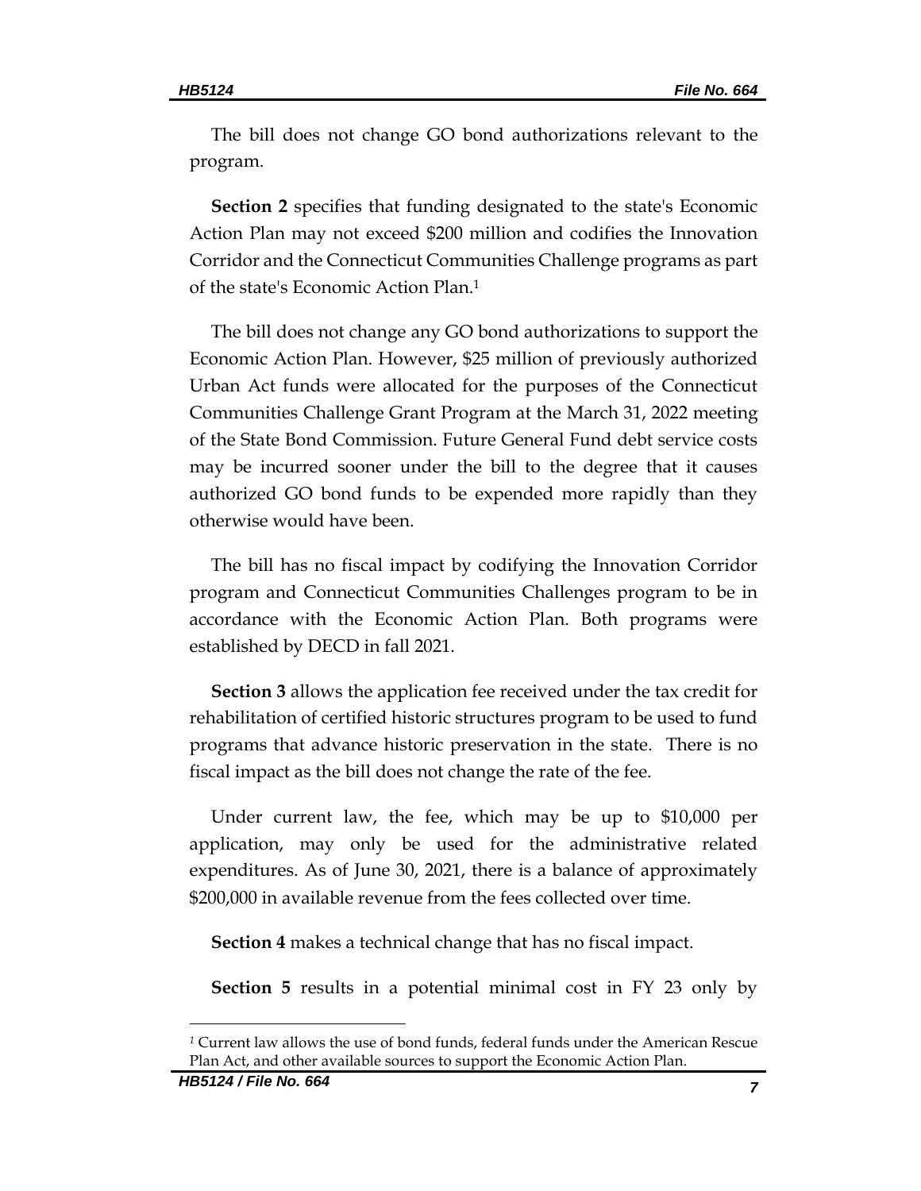The bill does not change GO bond authorizations relevant to the program.

**Section 2** specifies that funding designated to the state's Economic Action Plan may not exceed $200 million and codifies the Innovation Corridor and the Connecticut Communities Challenge programs as part of the state's Economic Action Plan.[1]

The bill does not change any GO bond authorizations to support the Economic Action Plan. However, $25 million of previously authorized Urban Act funds were allocated for the purposes of the Connecticut Communities Challenge Grant Program at the March 31, 2022 meeting of the State Bond Commission. Future General Fund debt service costs may be incurred sooner under the bill to the degree that it causes authorized GO bond funds to be expended more rapidly than they otherwise would have been.

The bill has no fiscal impact by codifying the Innovation Corridor program and Connecticut Communities Challenges program to be in accordance with the Economic Action Plan. Both programs were established by DECD in fall 2021.

**Section 3** allows the application fee received under the tax credit for rehabilitation of certified historic structures program to be used to fund programs that advance historic preservation in the state. There is no fiscal impact as the bill does not change the rate of the fee.

Under current law, the fee, which may be up to $10,000 per application, may only be used for the administrative related expenditures. As of June 30, 2021, there is a balance of approximately $200,000 in available revenue from the fees collected over time.

**Section 4** makes a technical change that has no fiscal impact.

**Section 5** results in a potential minimal cost in FY 23 only by

---

[1] Current law allows the use of bond funds, federal funds under the American Rescue Plan Act, and other available sources to support the Economic Action Plan.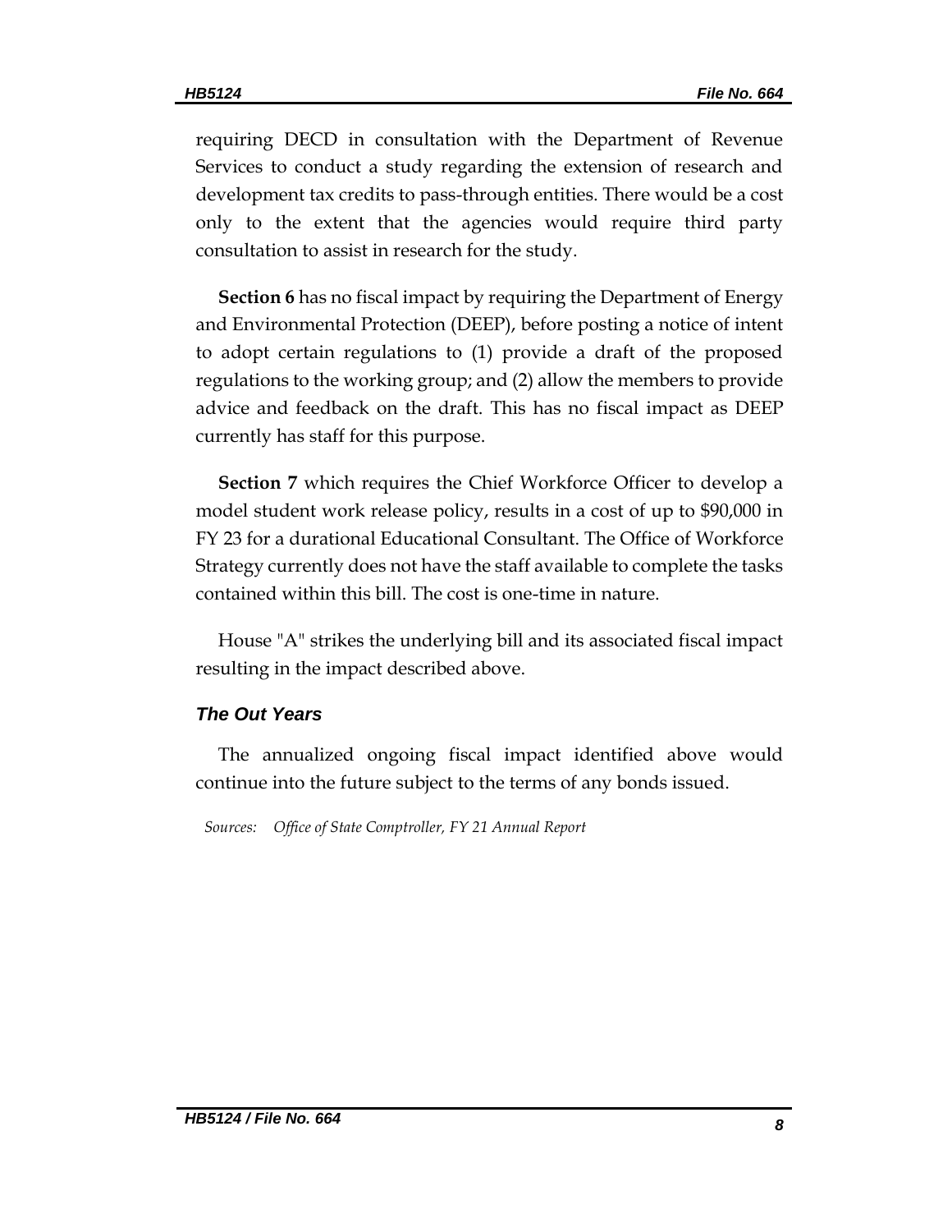requiring DECD in consultation with the Department of Revenue Services to conduct a study regarding the extension of research and development tax credits to pass-through entities. There would be a cost only to the extent that the agencies would require third party consultation to assist in research for the study.

**Section 6** has no fiscal impact by requiring the Department of Energy and Environmental Protection (DEEP), before posting a notice of intent to adopt certain regulations to (1) provide a draft of the proposed regulations to the working group; and (2) allow the members to provide advice and feedback on the draft. This has no fiscal impact as DEEP currently has staff for this purpose.

**Section 7** which requires the Chief Workforce Officer to develop a model student work release policy, results in a cost of up to $90,000 in FY 23 for a durational Educational Consultant. The Office of Workforce Strategy currently does not have the staff available to complete the tasks contained within this bill. The cost is one-time in nature.

House "A" strikes the underlying bill and its associated fiscal impact resulting in the impact described above.

### *The Out Years*

The annualized ongoing fiscal impact identified above would continue into the future subject to the terms of any bonds issued.

*Sources: Office of State Comptroller, FY 21 Annual Report*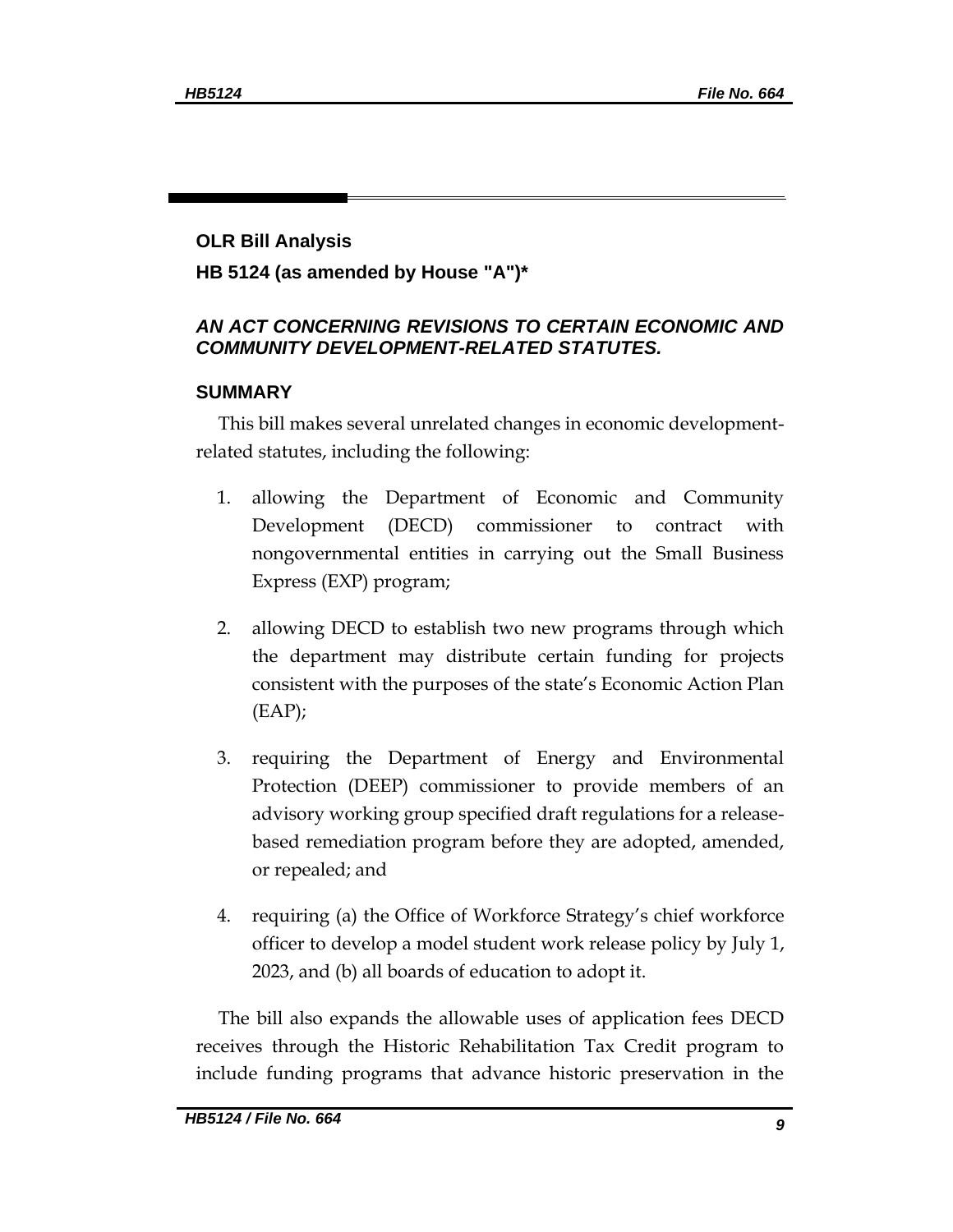## OLR Bill Analysis

## HB 5124 (as amended by House "A")*

### *AN ACT CONCERNING REVISIONS TO CERTAIN ECONOMIC AND COMMUNITY DEVELOPMENT-RELATED STATUTES.*

### SUMMARY

This bill makes several unrelated changes in economic development-related statutes, including the following:

1. allowing the Department of Economic and Community Development (DECD) commissioner to contract with nongovernmental entities in carrying out the Small Business Express (EXP) program;

2. allowing DECD to establish two new programs through which the department may distribute certain funding for projects consistent with the purposes of the state's Economic Action Plan (EAP);

3. requiring the Department of Energy and Environmental Protection (DEEP) commissioner to provide members of an advisory working group specified draft regulations for a release-based remediation program before they are adopted, amended, or repealed; and

4. requiring (a) the Office of Workforce Strategy's chief workforce officer to develop a model student work release policy by July 1, 2023, and (b) all boards of education to adopt it.

The bill also expands the allowable uses of application fees DECD receives through the Historic Rehabilitation Tax Credit program to include funding programs that advance historic preservation in the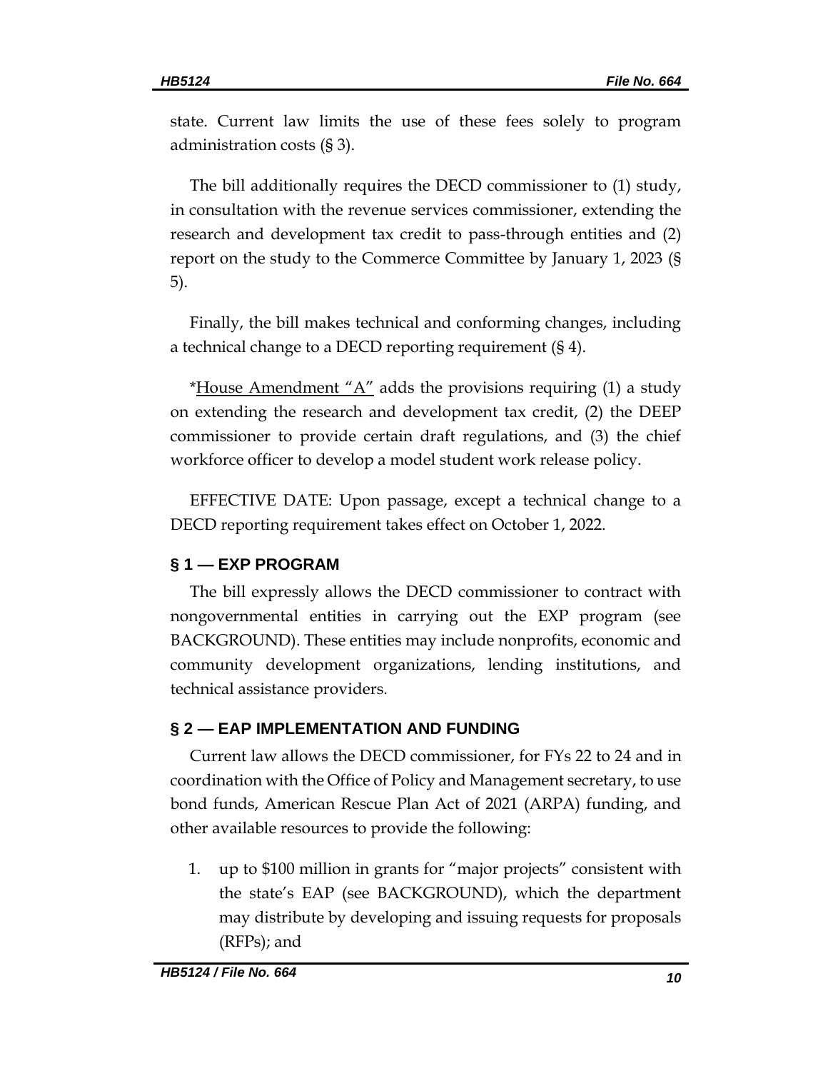state. Current law limits the use of these fees solely to program administration costs (§ 3).

The bill additionally requires the DECD commissioner to (1) study, in consultation with the revenue services commissioner, extending the research and development tax credit to pass-through entities and (2) report on the study to the Commerce Committee by January 1, 2023 (§ 5).

Finally, the bill makes technical and conforming changes, including a technical change to a DECD reporting requirement (§ 4).

*House Amendment "A" adds the provisions requiring (1) a study on extending the research and development tax credit, (2) the DEEP commissioner to provide certain draft regulations, and (3) the chief workforce officer to develop a model student work release policy.

EFFECTIVE DATE: Upon passage, except a technical change to a DECD reporting requirement takes effect on October 1, 2022.

## § 1 — EXP PROGRAM

The bill expressly allows the DECD commissioner to contract with nongovernmental entities in carrying out the EXP program (see BACKGROUND). These entities may include nonprofits, economic and community development organizations, lending institutions, and technical assistance providers.

## § 2 — EAP IMPLEMENTATION AND FUNDING

Current law allows the DECD commissioner, for FYs 22 to 24 and in coordination with the Office of Policy and Management secretary, to use bond funds, American Rescue Plan Act of 2021 (ARPA) funding, and other available resources to provide the following:

1. up to $100 million in grants for "major projects" consistent with the state's EAP (see BACKGROUND), which the department may distribute by developing and issuing requests for proposals (RFPs); and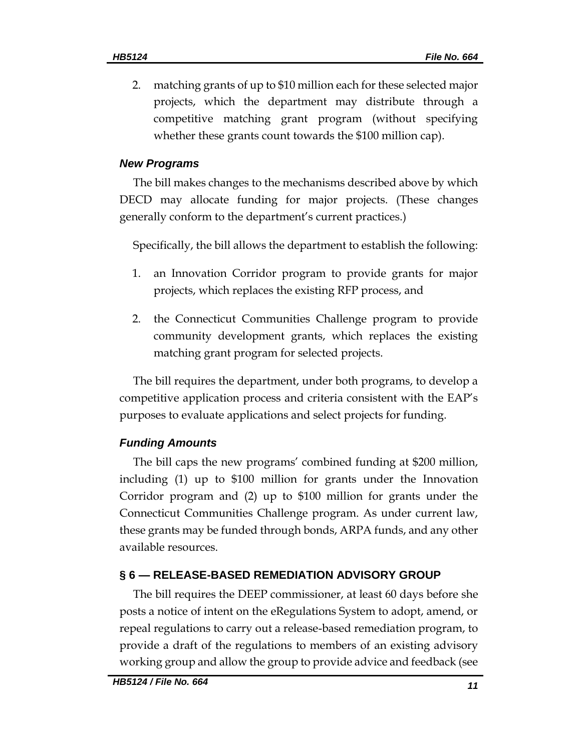2. matching grants of up to $10 million each for these selected major projects, which the department may distribute through a competitive matching grant program (without specifying whether these grants count towards the $100 million cap).

### *New Programs*

The bill makes changes to the mechanisms described above by which DECD may allocate funding for major projects. (These changes generally conform to the department's current practices.)

Specifically, the bill allows the department to establish the following:

1. an Innovation Corridor program to provide grants for major projects, which replaces the existing RFP process, and
2. the Connecticut Communities Challenge program to provide community development grants, which replaces the existing matching grant program for selected projects.

The bill requires the department, under both programs, to develop a competitive application process and criteria consistent with the EAP's purposes to evaluate applications and select projects for funding.

### *Funding Amounts*

The bill caps the new programs' combined funding at $200 million, including (1) up to $100 million for grants under the Innovation Corridor program and (2) up to $100 million for grants under the Connecticut Communities Challenge program. As under current law, these grants may be funded through bonds, ARPA funds, and any other available resources.

## § 6 — RELEASE-BASED REMEDIATION ADVISORY GROUP

The bill requires the DEEP commissioner, at least 60 days before she posts a notice of intent on the eRegulations System to adopt, amend, or repeal regulations to carry out a release-based remediation program, to provide a draft of the regulations to members of an existing advisory working group and allow the group to provide advice and feedback (see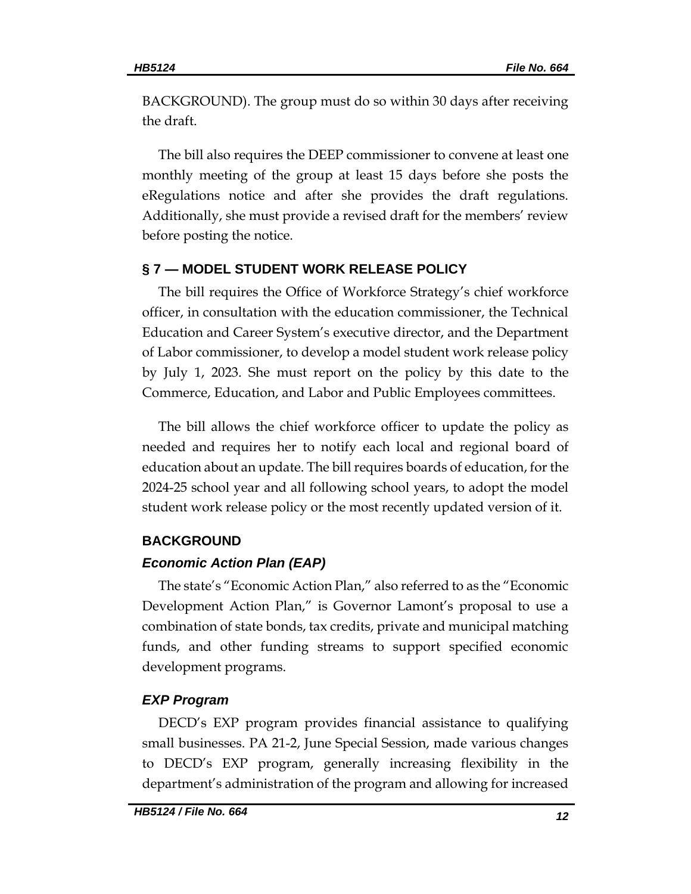BACKGROUND). The group must do so within 30 days after receiving the draft.

The bill also requires the DEEP commissioner to convene at least one monthly meeting of the group at least 15 days before she posts the eRegulations notice and after she provides the draft regulations. Additionally, she must provide a revised draft for the members' review before posting the notice.

## § 7 — MODEL STUDENT WORK RELEASE POLICY

The bill requires the Office of Workforce Strategy's chief workforce officer, in consultation with the education commissioner, the Technical Education and Career System's executive director, and the Department of Labor commissioner, to develop a model student work release policy by July 1, 2023. She must report on the policy by this date to the Commerce, Education, and Labor and Public Employees committees.

The bill allows the chief workforce officer to update the policy as needed and requires her to notify each local and regional board of education about an update. The bill requires boards of education, for the 2024-25 school year and all following school years, to adopt the model student work release policy or the most recently updated version of it.

## BACKGROUND

### *Economic Action Plan (EAP)*

The state's "Economic Action Plan," also referred to as the "Economic Development Action Plan," is Governor Lamont's proposal to use a combination of state bonds, tax credits, private and municipal matching funds, and other funding streams to support specified economic development programs.

### *EXP Program*

DECD's EXP program provides financial assistance to qualifying small businesses. PA 21-2, June Special Session, made various changes to DECD's EXP program, generally increasing flexibility in the department's administration of the program and allowing for increased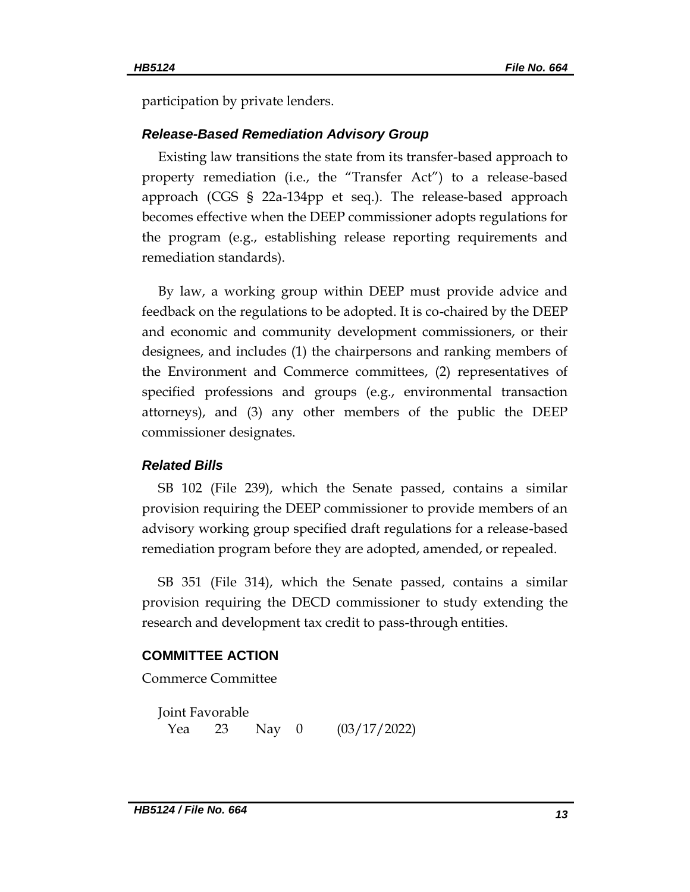participation by private lenders.

### *Release-Based Remediation Advisory Group*

Existing law transitions the state from its transfer-based approach to property remediation (i.e., the "Transfer Act") to a release-based approach (CGS § 22a-134pp et seq.). The release-based approach becomes effective when the DEEP commissioner adopts regulations for the program (e.g., establishing release reporting requirements and remediation standards).

By law, a working group within DEEP must provide advice and feedback on the regulations to be adopted. It is co-chaired by the DEEP and economic and community development commissioners, or their designees, and includes (1) the chairpersons and ranking members of the Environment and Commerce committees, (2) representatives of specified professions and groups (e.g., environmental transaction attorneys), and (3) any other members of the public the DEEP commissioner designates.

### *Related Bills*

SB 102 (File 239), which the Senate passed, contains a similar provision requiring the DEEP commissioner to provide members of an advisory working group specified draft regulations for a release-based remediation program before they are adopted, amended, or repealed.

SB 351 (File 314), which the Senate passed, contains a similar provision requiring the DECD commissioner to study extending the research and development tax credit to pass-through entities.

## COMMITTEE ACTION

Commerce Committee

Joint Favorable
Yea 23 Nay 0 (03/17/2022)